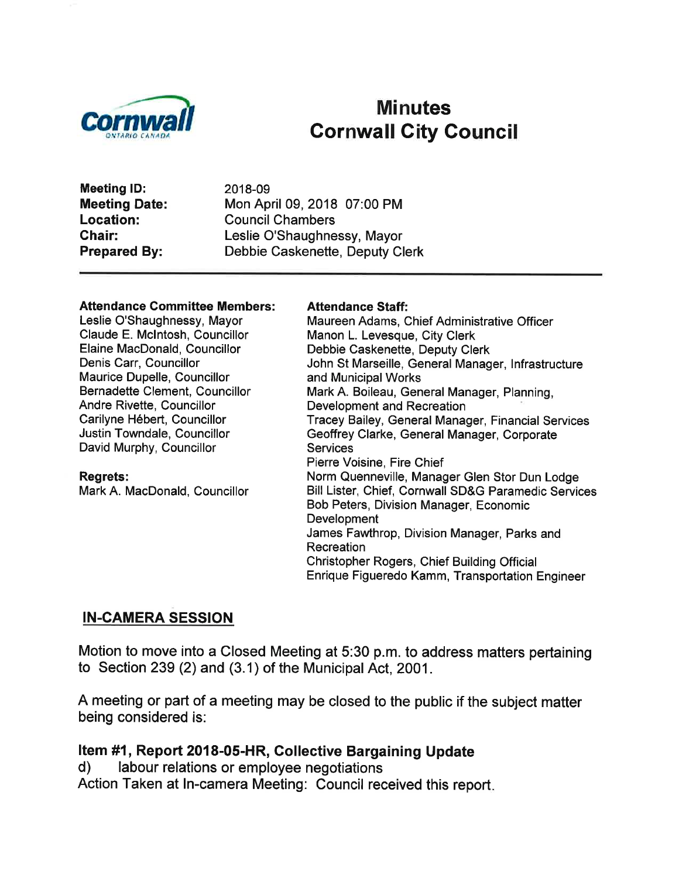# Minutes
# Cornwall City Council

**Meeting ID:** 2018-09
**Meeting Date:** Mon April 09, 2018 07:00 PM
**Location:** Council Chambers
**Chair:** Leslie O'Shaughnessy, Mayor
**Prepared By:** Debbie Caskenette, Deputy Clerk

---

**Attendance Committee Members:**
Leslie O'Shaughnessy, Mayor
Claude E. McIntosh, Councillor
Elaine MacDonald, Councillor
Denis Carr, Councillor
Maurice Dupelle, Councillor
Bernadette Clement, Councillor
Andre Rivette, Councillor
Carilyne Hébert, Councillor
Justin Towndale, Councillor
David Murphy, Councillor

**Regrets:**
Mark A. MacDonald, Councillor

**Attendance Staff:**
Maureen Adams, Chief Administrative Officer
Manon L. Levesque, City Clerk
Debbie Caskenette, Deputy Clerk
John St Marseille, General Manager, Infrastructure and Municipal Works
Mark A. Boileau, General Manager, Planning, Development and Recreation
Tracey Bailey, General Manager, Financial Services
Geoffrey Clarke, General Manager, Corporate Services
Pierre Voisine, Fire Chief
Norm Quenneville, Manager Glen Stor Dun Lodge
Bill Lister, Chief, Cornwall SD&G Paramedic Services
Bob Peters, Division Manager, Economic Development
James Fawthrop, Division Manager, Parks and Recreation
Christopher Rogers, Chief Building Official
Enrique Figueredo Kamm, Transportation Engineer

## IN-CAMERA SESSION

Motion to move into a Closed Meeting at 5:30 p.m. to address matters pertaining to Section 239 (2) and (3.1) of the Municipal Act, 2001.

A meeting or part of a meeting may be closed to the public if the subject matter being considered is:

### Item #1, Report 2018-05-HR, Collective Bargaining Update

d) labour relations or employee negotiations
Action Taken at In-camera Meeting: Council received this report.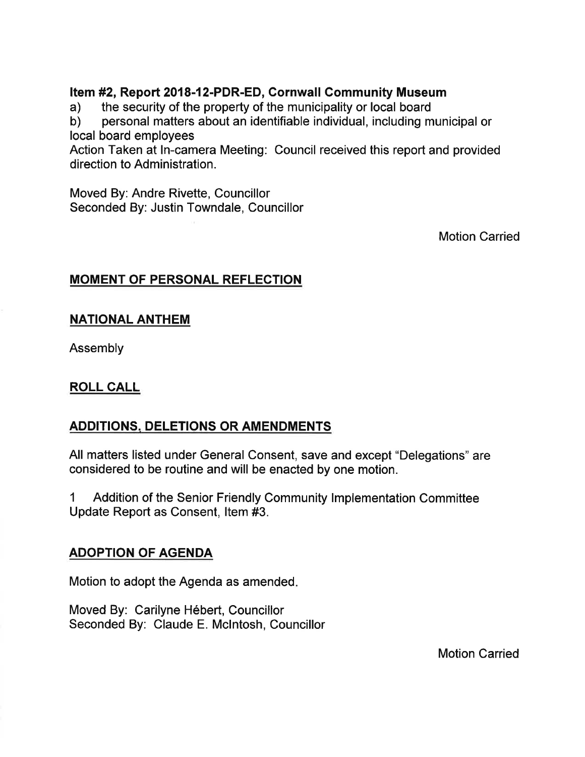**Item #2, Report 2018-12-PDR-ED, Cornwall Community Museum**

a) the security of the property of the municipality or local board

b) personal matters about an identifiable individual, including municipal or local board employees

Action Taken at In-camera Meeting: Council received this report and provided direction to Administration.

Moved By: Andre Rivette, Councillor
Seconded By: Justin Towndale, Councillor

Motion Carried

## MOMENT OF PERSONAL REFLECTION

## NATIONAL ANTHEM

Assembly

## ROLL CALL

## ADDITIONS, DELETIONS OR AMENDMENTS

All matters listed under General Consent, save and except "Delegations" are considered to be routine and will be enacted by one motion.

1 Addition of the Senior Friendly Community Implementation Committee Update Report as Consent, Item #3.

## ADOPTION OF AGENDA

Motion to adopt the Agenda as amended.

Moved By: Carilyne Hébert, Councillor
Seconded By: Claude E. McIntosh, Councillor

Motion Carried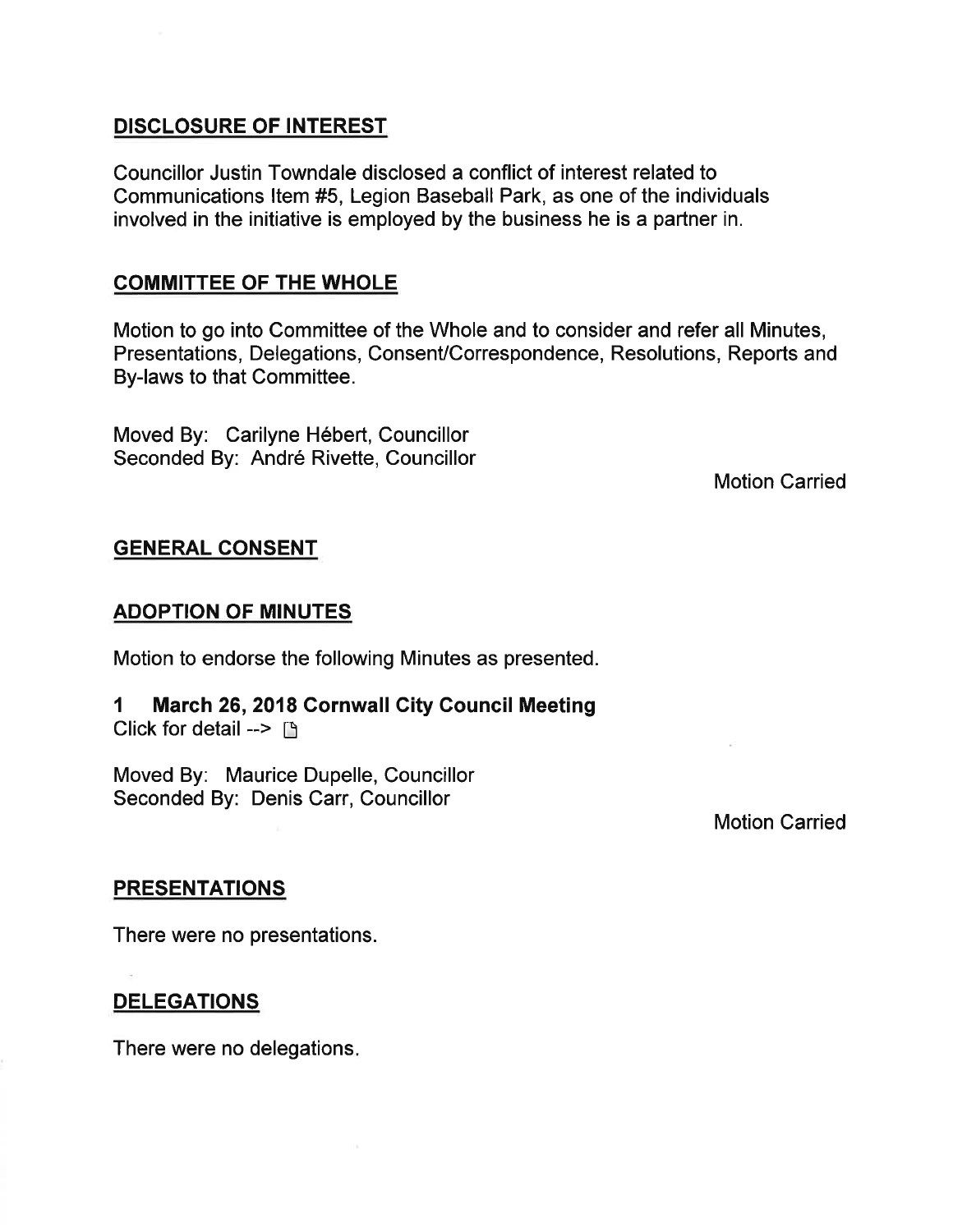## DISCLOSURE OF INTEREST

Councillor Justin Towndale disclosed a conflict of interest related to Communications Item #5, Legion Baseball Park, as one of the individuals involved in the initiative is employed by the business he is a partner in.

## COMMITTEE OF THE WHOLE

Motion to go into Committee of the Whole and to consider and refer all Minutes, Presentations, Delegations, Consent/Correspondence, Resolutions, Reports and By-laws to that Committee.

Moved By: Carilyne Hébert, Councillor
Seconded By: André Rivette, Councillor

Motion Carried

## GENERAL CONSENT

## ADOPTION OF MINUTES

Motion to endorse the following Minutes as presented.

**1 March 26, 2018 Cornwall City Council Meeting**
Click for detail -->

Moved By: Maurice Dupelle, Councillor
Seconded By: Denis Carr, Councillor

Motion Carried

## PRESENTATIONS

There were no presentations.

## DELEGATIONS

There were no delegations.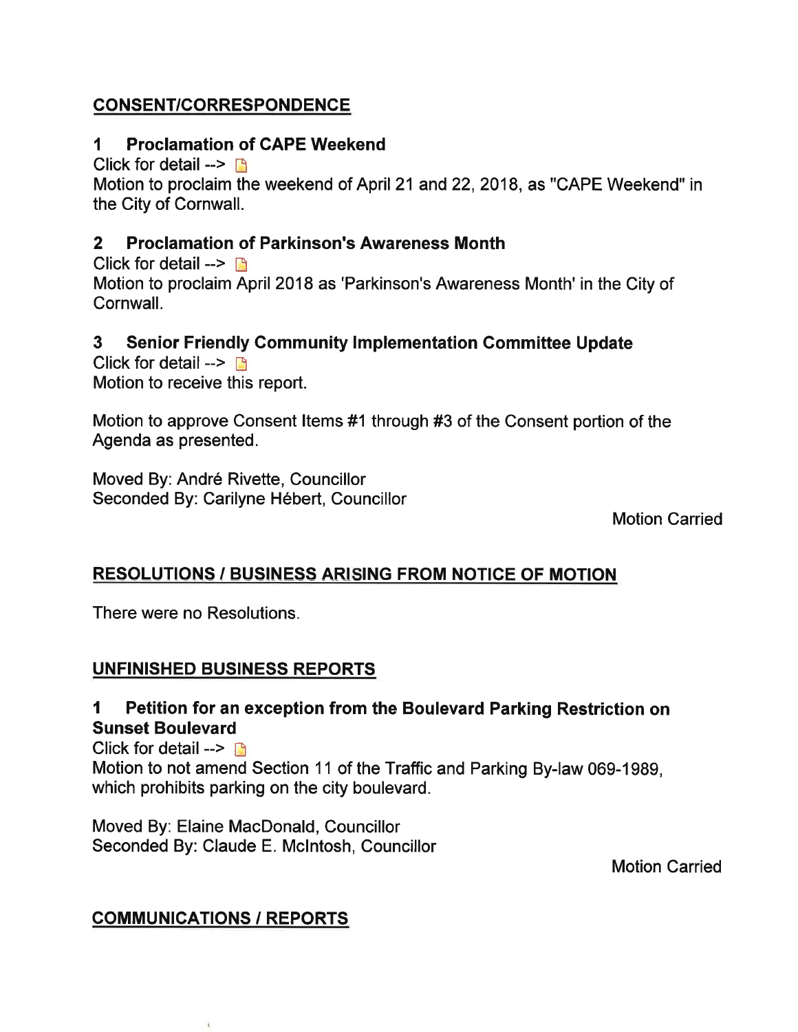## CONSENT/CORRESPONDENCE

### 1 Proclamation of CAPE Weekend

Click for detail -->

Motion to proclaim the weekend of April 21 and 22, 2018, as "CAPE Weekend" in the City of Cornwall.

### 2 Proclamation of Parkinson's Awareness Month

Click for detail -->

Motion to proclaim April 2018 as 'Parkinson's Awareness Month' in the City of Cornwall.

### 3 Senior Friendly Community Implementation Committee Update

Click for detail -->

Motion to receive this report.

Motion to approve Consent Items #1 through #3 of the Consent portion of the Agenda as presented.

Moved By: André Rivette, Councillor
Seconded By: Carilyne Hébert, Councillor

Motion Carried

## RESOLUTIONS / BUSINESS ARISING FROM NOTICE OF MOTION

There were no Resolutions.

## UNFINISHED BUSINESS REPORTS

### 1 Petition for an exception from the Boulevard Parking Restriction on Sunset Boulevard

Click for detail -->

Motion to not amend Section 11 of the Traffic and Parking By-law 069-1989, which prohibits parking on the city boulevard.

Moved By: Elaine MacDonald, Councillor
Seconded By: Claude E. McIntosh, Councillor

Motion Carried

## COMMUNICATIONS / REPORTS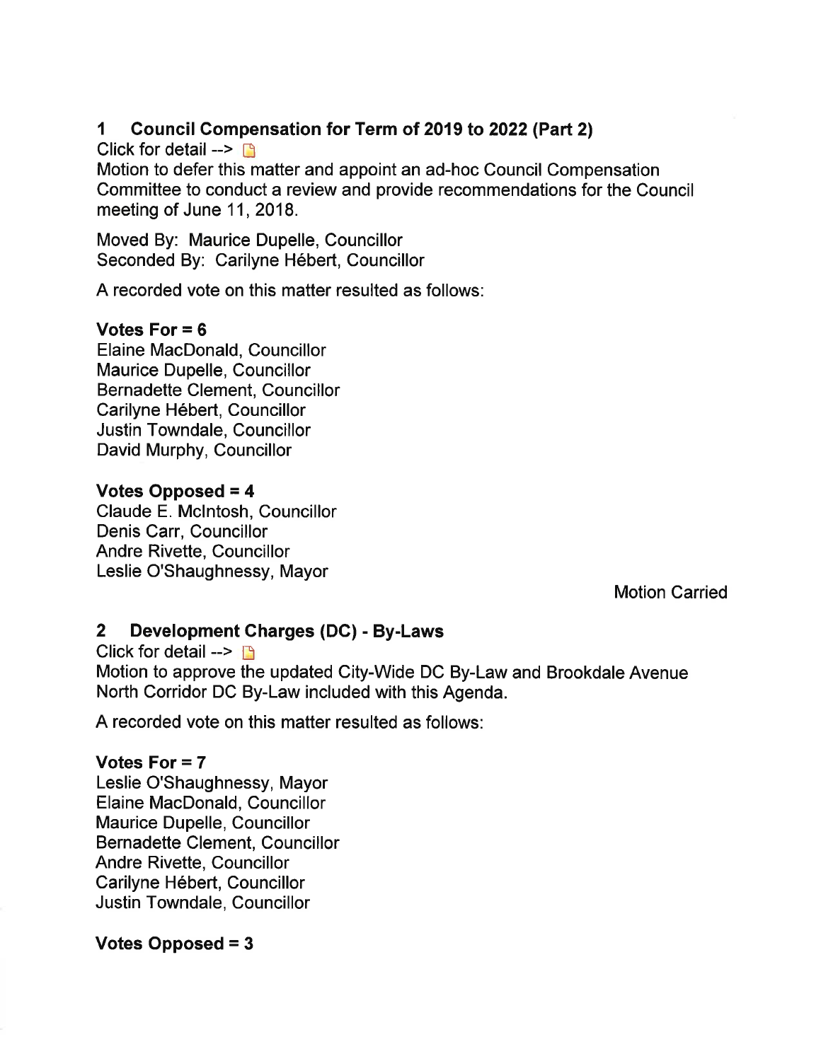## 1 Council Compensation for Term of 2019 to 2022 (Part 2)

Click for detail -->

Motion to defer this matter and appoint an ad-hoc Council Compensation Committee to conduct a review and provide recommendations for the Council meeting of June 11, 2018.

Moved By: Maurice Dupelle, Councillor
Seconded By: Carilyne Hébert, Councillor

A recorded vote on this matter resulted as follows:

**Votes For = 6**
Elaine MacDonald, Councillor
Maurice Dupelle, Councillor
Bernadette Clement, Councillor
Carilyne Hébert, Councillor
Justin Towndale, Councillor
David Murphy, Councillor

**Votes Opposed = 4**
Claude E. McIntosh, Councillor
Denis Carr, Councillor
Andre Rivette, Councillor
Leslie O'Shaughnessy, Mayor

Motion Carried

## 2 Development Charges (DC) - By-Laws

Click for detail -->

Motion to approve the updated City-Wide DC By-Law and Brookdale Avenue North Corridor DC By-Law included with this Agenda.

A recorded vote on this matter resulted as follows:

**Votes For = 7**
Leslie O'Shaughnessy, Mayor
Elaine MacDonald, Councillor
Maurice Dupelle, Councillor
Bernadette Clement, Councillor
Andre Rivette, Councillor
Carilyne Hébert, Councillor
Justin Towndale, Councillor

**Votes Opposed = 3**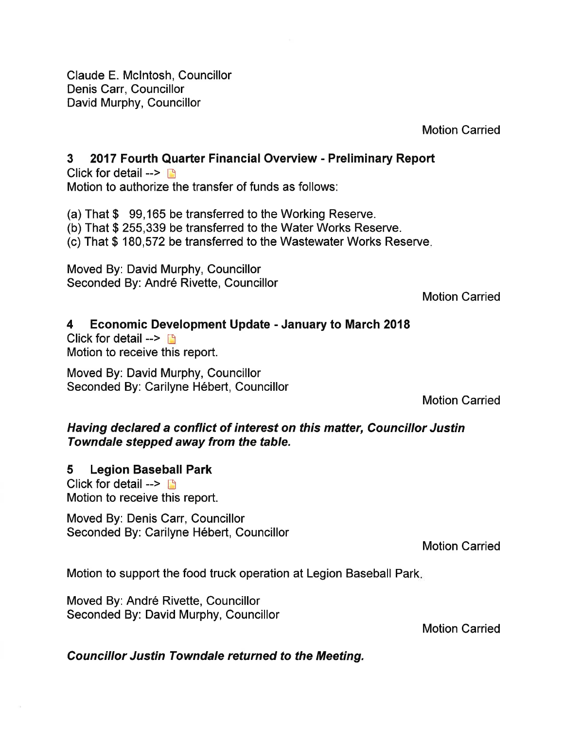Claude E. McIntosh, Councillor
Denis Carr, Councillor
David Murphy, Councillor

Motion Carried

### 3 2017 Fourth Quarter Financial Overview - Preliminary Report

Click for detail -->

Motion to authorize the transfer of funds as follows:

(a) That $ 99,165 be transferred to the Working Reserve.
(b) That $ 255,339 be transferred to the Water Works Reserve.
(c) That $ 180,572 be transferred to the Wastewater Works Reserve.

Moved By: David Murphy, Councillor
Seconded By: André Rivette, Councillor

Motion Carried

### 4 Economic Development Update - January to March 2018

Click for detail -->

Motion to receive this report.

Moved By: David Murphy, Councillor
Seconded By: Carilyne Hébert, Councillor

Motion Carried

***Having declared a conflict of interest on this matter, Councillor Justin Towndale stepped away from the table.***

### 5 Legion Baseball Park

Click for detail -->

Motion to receive this report.

Moved By: Denis Carr, Councillor
Seconded By: Carilyne Hébert, Councillor

Motion Carried

Motion to support the food truck operation at Legion Baseball Park.

Moved By: André Rivette, Councillor
Seconded By: David Murphy, Councillor

Motion Carried

***Councillor Justin Towndale returned to the Meeting.***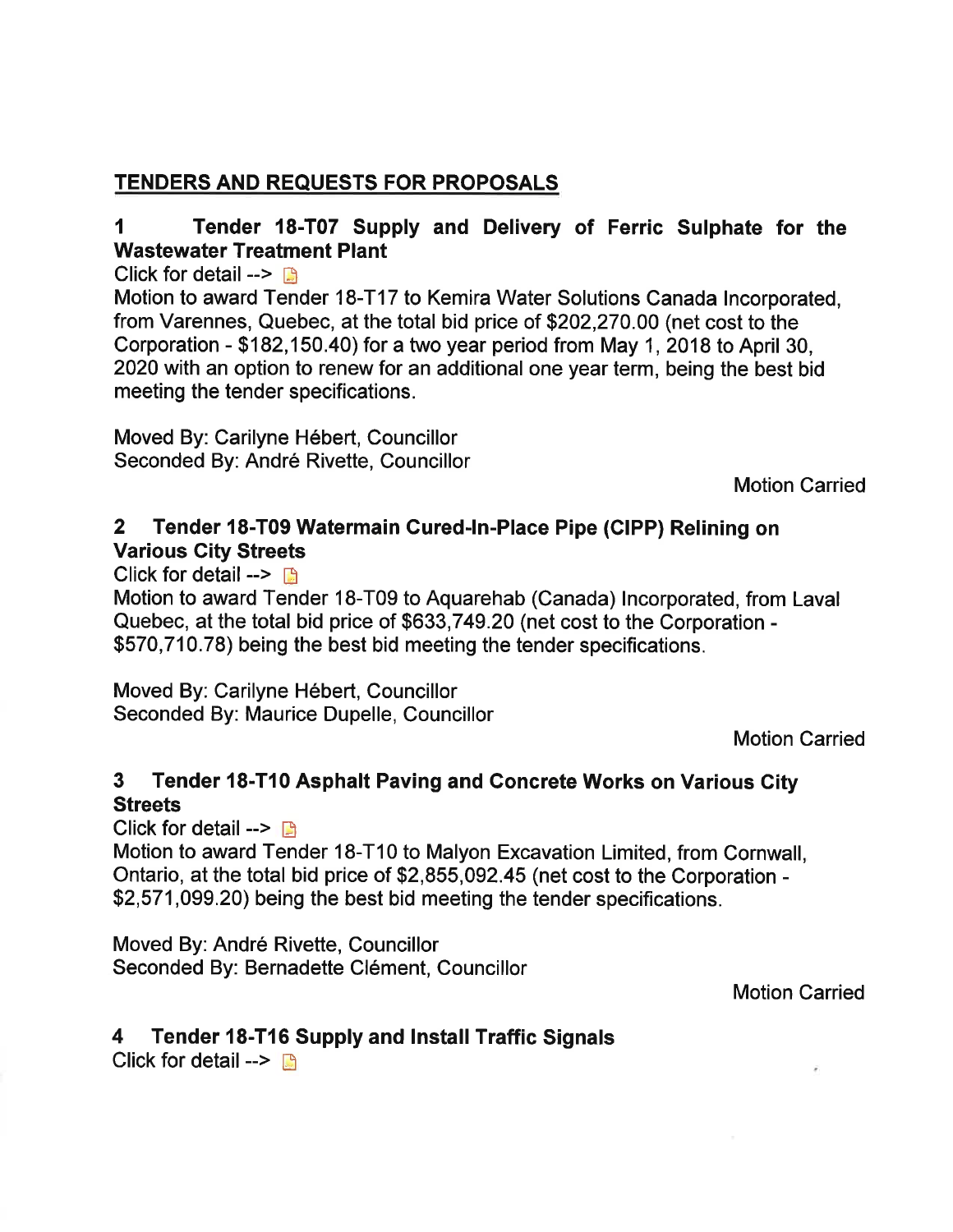## TENDERS AND REQUESTS FOR PROPOSALS

### 1 Tender 18-T07 Supply and Delivery of Ferric Sulphate for the Wastewater Treatment Plant

Click for detail -->

Motion to award Tender 18-T17 to Kemira Water Solutions Canada Incorporated, from Varennes, Quebec, at the total bid price of $202,270.00 (net cost to the Corporation - $182,150.40) for a two year period from May 1, 2018 to April 30, 2020 with an option to renew for an additional one year term, being the best bid meeting the tender specifications.

Moved By: Carilyne Hébert, Councillor
Seconded By: André Rivette, Councillor

Motion Carried

### 2 Tender 18-T09 Watermain Cured-In-Place Pipe (CIPP) Relining on Various City Streets

Click for detail -->

Motion to award Tender 18-T09 to Aquarehab (Canada) Incorporated, from Laval Quebec, at the total bid price of $633,749.20 (net cost to the Corporation - $570,710.78) being the best bid meeting the tender specifications.

Moved By: Carilyne Hébert, Councillor
Seconded By: Maurice Dupelle, Councillor

Motion Carried

### 3 Tender 18-T10 Asphalt Paving and Concrete Works on Various City Streets

Click for detail -->

Motion to award Tender 18-T10 to Malyon Excavation Limited, from Cornwall, Ontario, at the total bid price of $2,855,092.45 (net cost to the Corporation - $2,571,099.20) being the best bid meeting the tender specifications.

Moved By: André Rivette, Councillor
Seconded By: Bernadette Clément, Councillor

Motion Carried

### 4 Tender 18-T16 Supply and Install Traffic Signals

Click for detail -->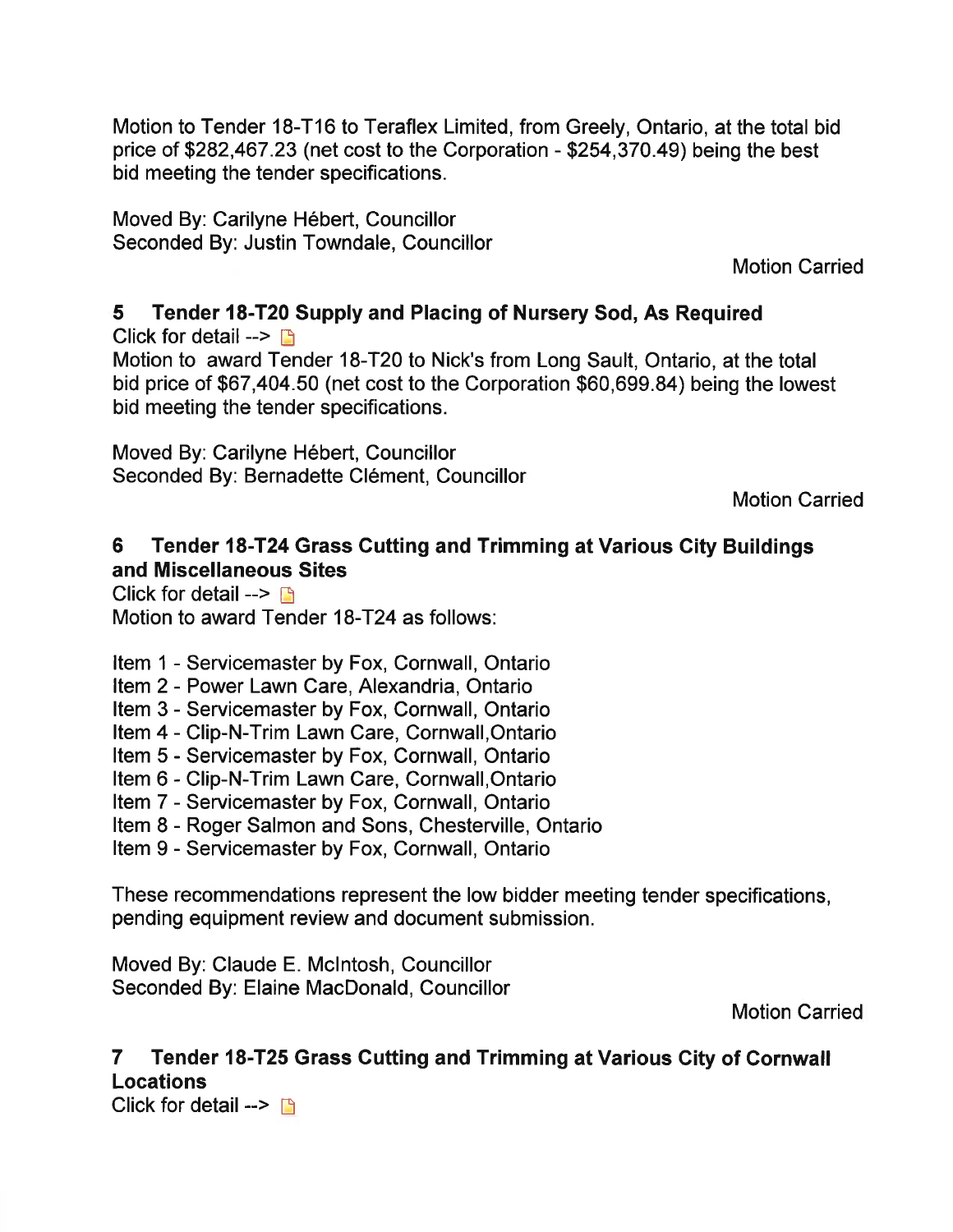Motion to Tender 18-T16 to Teraflex Limited, from Greely, Ontario, at the total bid price of $282,467.23 (net cost to the Corporation - $254,370.49) being the best bid meeting the tender specifications.

Moved By: Carilyne Hébert, Councillor
Seconded By: Justin Towndale, Councillor

Motion Carried

## 5 Tender 18-T20 Supply and Placing of Nursery Sod, As Required

Click for detail -->

Motion to award Tender 18-T20 to Nick's from Long Sault, Ontario, at the total bid price of $67,404.50 (net cost to the Corporation $60,699.84) being the lowest bid meeting the tender specifications.

Moved By: Carilyne Hébert, Councillor
Seconded By: Bernadette Clément, Councillor

Motion Carried

## 6 Tender 18-T24 Grass Cutting and Trimming at Various City Buildings and Miscellaneous Sites

Click for detail -->

Motion to award Tender 18-T24 as follows:

Item 1 - Servicemaster by Fox, Cornwall, Ontario
Item 2 - Power Lawn Care, Alexandria, Ontario
Item 3 - Servicemaster by Fox, Cornwall, Ontario
Item 4 - Clip-N-Trim Lawn Care, Cornwall,Ontario
Item 5 - Servicemaster by Fox, Cornwall, Ontario
Item 6 - Clip-N-Trim Lawn Care, Cornwall,Ontario
Item 7 - Servicemaster by Fox, Cornwall, Ontario
Item 8 - Roger Salmon and Sons, Chesterville, Ontario
Item 9 - Servicemaster by Fox, Cornwall, Ontario

These recommendations represent the low bidder meeting tender specifications, pending equipment review and document submission.

Moved By: Claude E. McIntosh, Councillor
Seconded By: Elaine MacDonald, Councillor

Motion Carried

## 7 Tender 18-T25 Grass Cutting and Trimming at Various City of Cornwall Locations

Click for detail -->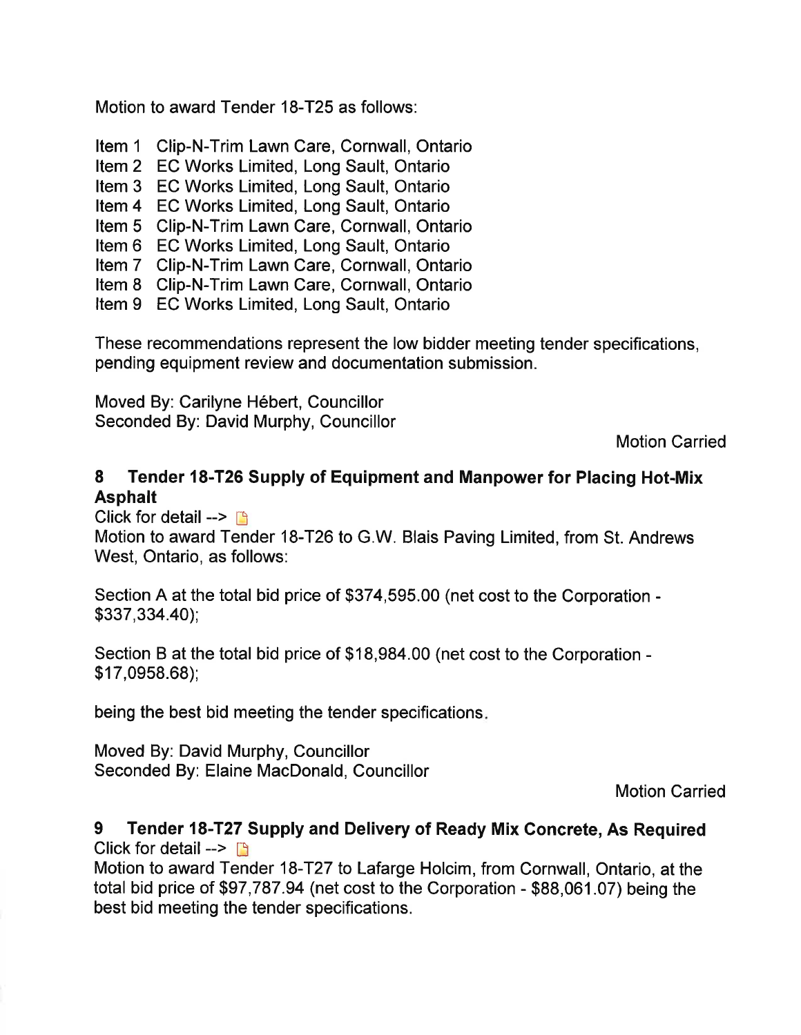Motion to award Tender 18-T25 as follows:

Item 1 Clip-N-Trim Lawn Care, Cornwall, Ontario
Item 2 EC Works Limited, Long Sault, Ontario
Item 3 EC Works Limited, Long Sault, Ontario
Item 4 EC Works Limited, Long Sault, Ontario
Item 5 Clip-N-Trim Lawn Care, Cornwall, Ontario
Item 6 EC Works Limited, Long Sault, Ontario
Item 7 Clip-N-Trim Lawn Care, Cornwall, Ontario
Item 8 Clip-N-Trim Lawn Care, Cornwall, Ontario
Item 9 EC Works Limited, Long Sault, Ontario

These recommendations represent the low bidder meeting tender specifications, pending equipment review and documentation submission.

Moved By: Carilyne Hébert, Councillor
Seconded By: David Murphy, Councillor

Motion Carried

## 8 Tender 18-T26 Supply of Equipment and Manpower for Placing Hot-Mix Asphalt

Click for detail -->

Motion to award Tender 18-T26 to G.W. Blais Paving Limited, from St. Andrews West, Ontario, as follows:

Section A at the total bid price of $374,595.00 (net cost to the Corporation - $337,334.40);

Section B at the total bid price of $18,984.00 (net cost to the Corporation - $17,0958.68);

being the best bid meeting the tender specifications.

Moved By: David Murphy, Councillor
Seconded By: Elaine MacDonald, Councillor

Motion Carried

## 9 Tender 18-T27 Supply and Delivery of Ready Mix Concrete, As Required

Click for detail -->

Motion to award Tender 18-T27 to Lafarge Holcim, from Cornwall, Ontario, at the total bid price of $97,787.94 (net cost to the Corporation - $88,061.07) being the best bid meeting the tender specifications.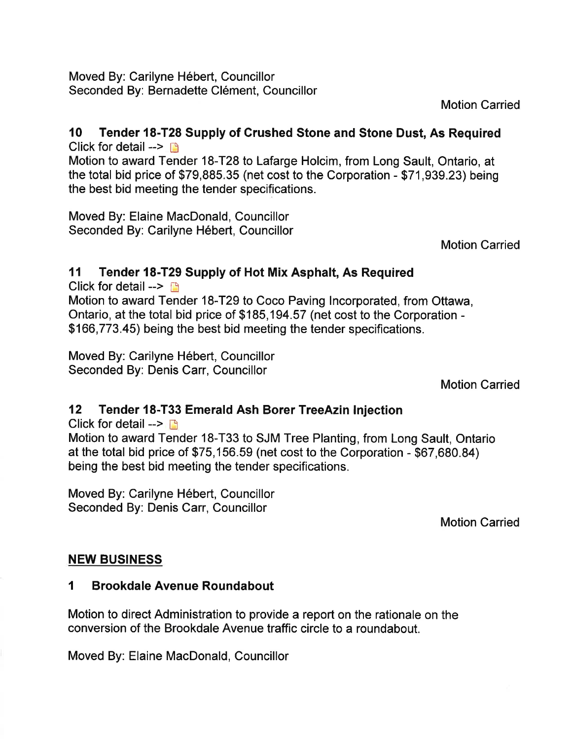Moved By: Carilyne Hébert, Councillor
Seconded By: Bernadette Clément, Councillor

Motion Carried

### 10 Tender 18-T28 Supply of Crushed Stone and Stone Dust, As Required

Click for detail -->

Motion to award Tender 18-T28 to Lafarge Holcim, from Long Sault, Ontario, at the total bid price of $79,885.35 (net cost to the Corporation - $71,939.23) being the best bid meeting the tender specifications.

Moved By: Elaine MacDonald, Councillor
Seconded By: Carilyne Hébert, Councillor

Motion Carried

### 11 Tender 18-T29 Supply of Hot Mix Asphalt, As Required

Click for detail -->

Motion to award Tender 18-T29 to Coco Paving Incorporated, from Ottawa, Ontario, at the total bid price of $185,194.57 (net cost to the Corporation - $166,773.45) being the best bid meeting the tender specifications.

Moved By: Carilyne Hébert, Councillor
Seconded By: Denis Carr, Councillor

Motion Carried

### 12 Tender 18-T33 Emerald Ash Borer TreeAzin Injection

Click for detail -->

Motion to award Tender 18-T33 to SJM Tree Planting, from Long Sault, Ontario at the total bid price of $75,156.59 (net cost to the Corporation - $67,680.84) being the best bid meeting the tender specifications.

Moved By: Carilyne Hébert, Councillor
Seconded By: Denis Carr, Councillor

Motion Carried

## NEW BUSINESS

### 1 Brookdale Avenue Roundabout

Motion to direct Administration to provide a report on the rationale on the conversion of the Brookdale Avenue traffic circle to a roundabout.

Moved By: Elaine MacDonald, Councillor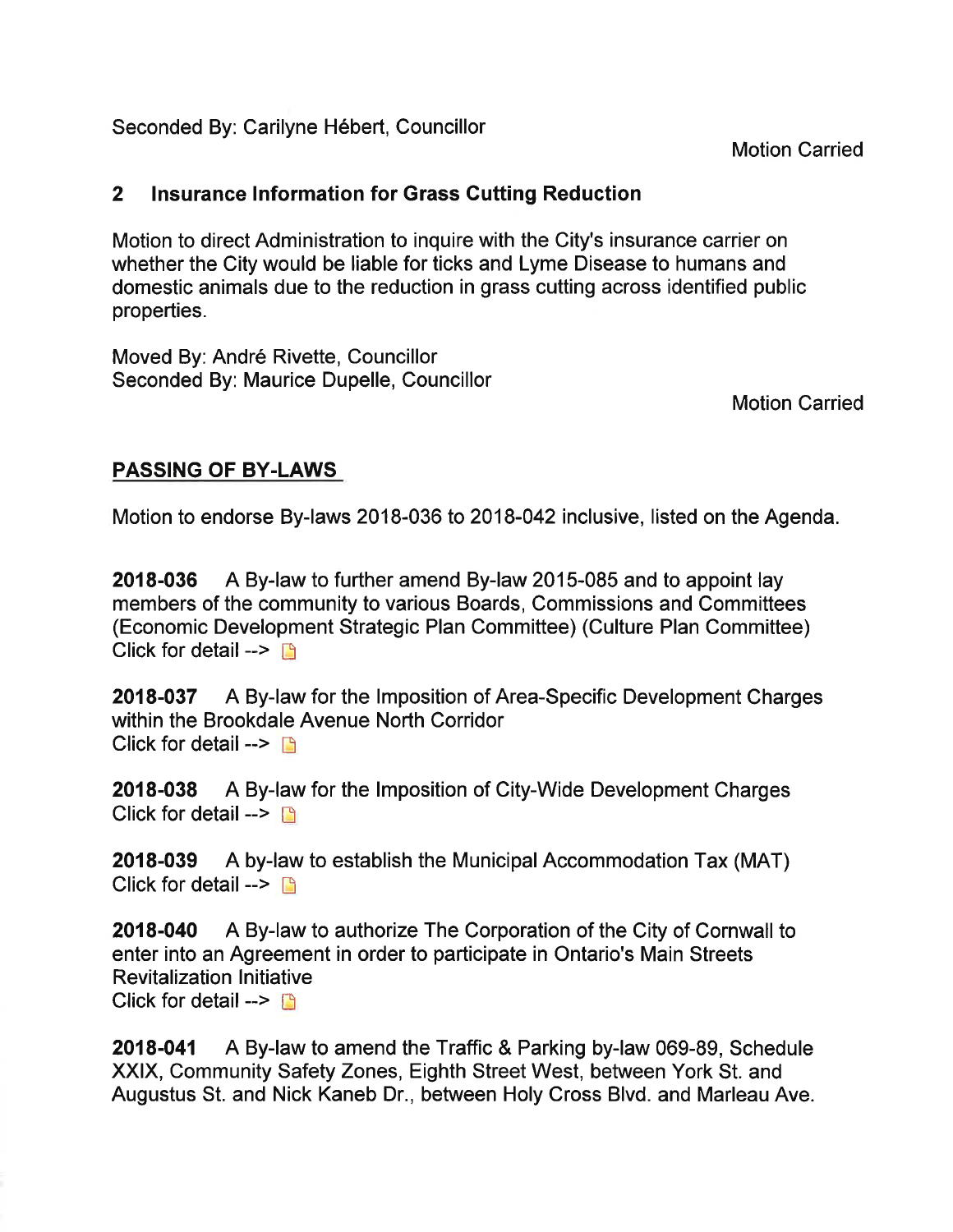Seconded By: Carilyne Hébert, Councillor

Motion Carried

## 2 Insurance Information for Grass Cutting Reduction

Motion to direct Administration to inquire with the City's insurance carrier on whether the City would be liable for ticks and Lyme Disease to humans and domestic animals due to the reduction in grass cutting across identified public properties.

Moved By: André Rivette, Councillor
Seconded By: Maurice Dupelle, Councillor

Motion Carried

## PASSING OF BY-LAWS

Motion to endorse By-laws 2018-036 to 2018-042 inclusive, listed on the Agenda.

**2018-036** A By-law to further amend By-law 2015-085 and to appoint lay members of the community to various Boards, Commissions and Committees (Economic Development Strategic Plan Committee) (Culture Plan Committee)
Click for detail -->

**2018-037** A By-law for the Imposition of Area-Specific Development Charges within the Brookdale Avenue North Corridor
Click for detail -->

**2018-038** A By-law for the Imposition of City-Wide Development Charges
Click for detail -->

**2018-039** A by-law to establish the Municipal Accommodation Tax (MAT)
Click for detail -->

**2018-040** A By-law to authorize The Corporation of the City of Cornwall to enter into an Agreement in order to participate in Ontario's Main Streets Revitalization Initiative
Click for detail -->

**2018-041** A By-law to amend the Traffic & Parking by-law 069-89, Schedule XXIX, Community Safety Zones, Eighth Street West, between York St. and Augustus St. and Nick Kaneb Dr., between Holy Cross Blvd. and Marleau Ave.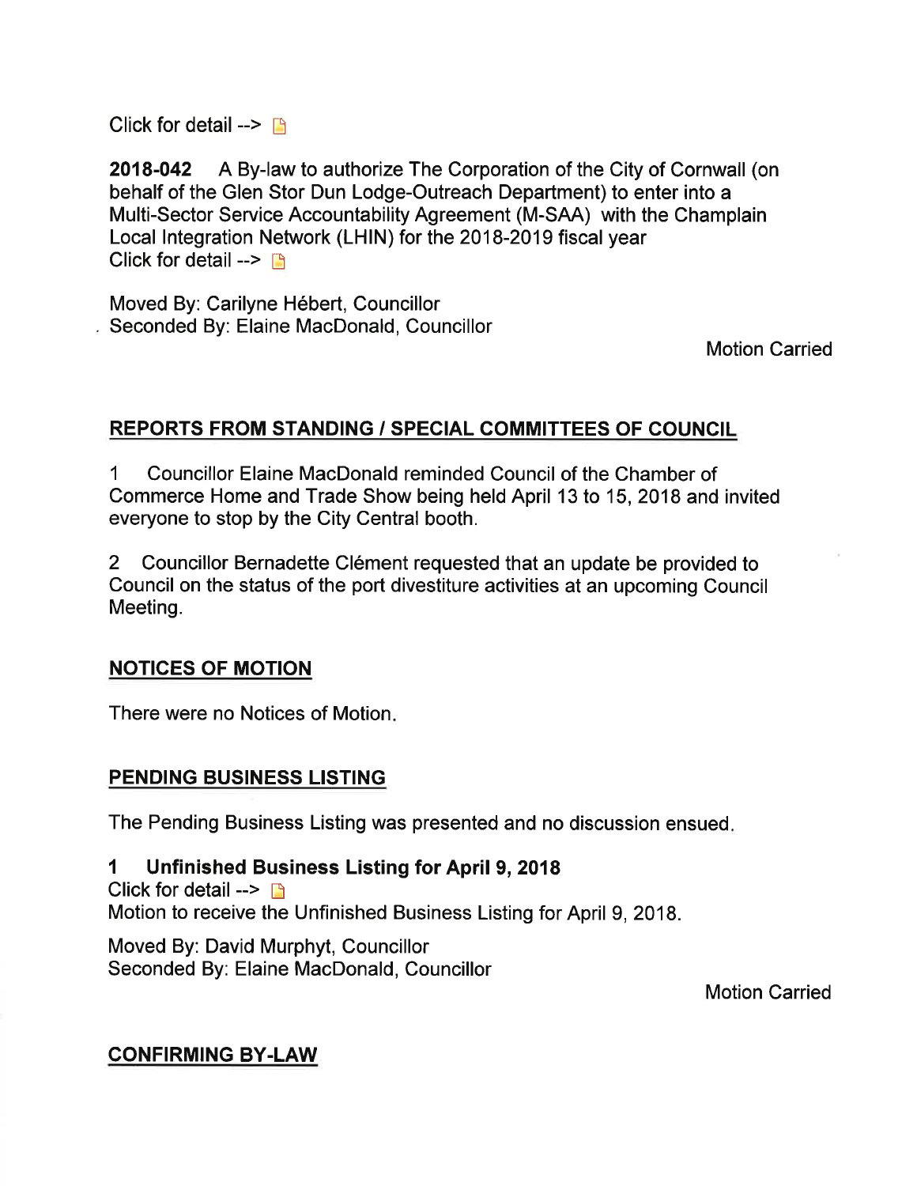Click for detail -->

**2018-042** A By-law to authorize The Corporation of the City of Cornwall (on behalf of the Glen Stor Dun Lodge-Outreach Department) to enter into a Multi-Sector Service Accountability Agreement (M-SAA) with the Champlain Local Integration Network (LHIN) for the 2018-2019 fiscal year
Click for detail -->

Moved By: Carilyne Hébert, Councillor
Seconded By: Elaine MacDonald, Councillor

Motion Carried

## REPORTS FROM STANDING / SPECIAL COMMITTEES OF COUNCIL

1 Councillor Elaine MacDonald reminded Council of the Chamber of Commerce Home and Trade Show being held April 13 to 15, 2018 and invited everyone to stop by the City Central booth.

2 Councillor Bernadette Clément requested that an update be provided to Council on the status of the port divestiture activities at an upcoming Council Meeting.

## NOTICES OF MOTION

There were no Notices of Motion.

## PENDING BUSINESS LISTING

The Pending Business Listing was presented and no discussion ensued.

### 1 Unfinished Business Listing for April 9, 2018

Click for detail -->
Motion to receive the Unfinished Business Listing for April 9, 2018.

Moved By: David Murphyt, Councillor
Seconded By: Elaine MacDonald, Councillor

Motion Carried

## CONFIRMING BY-LAW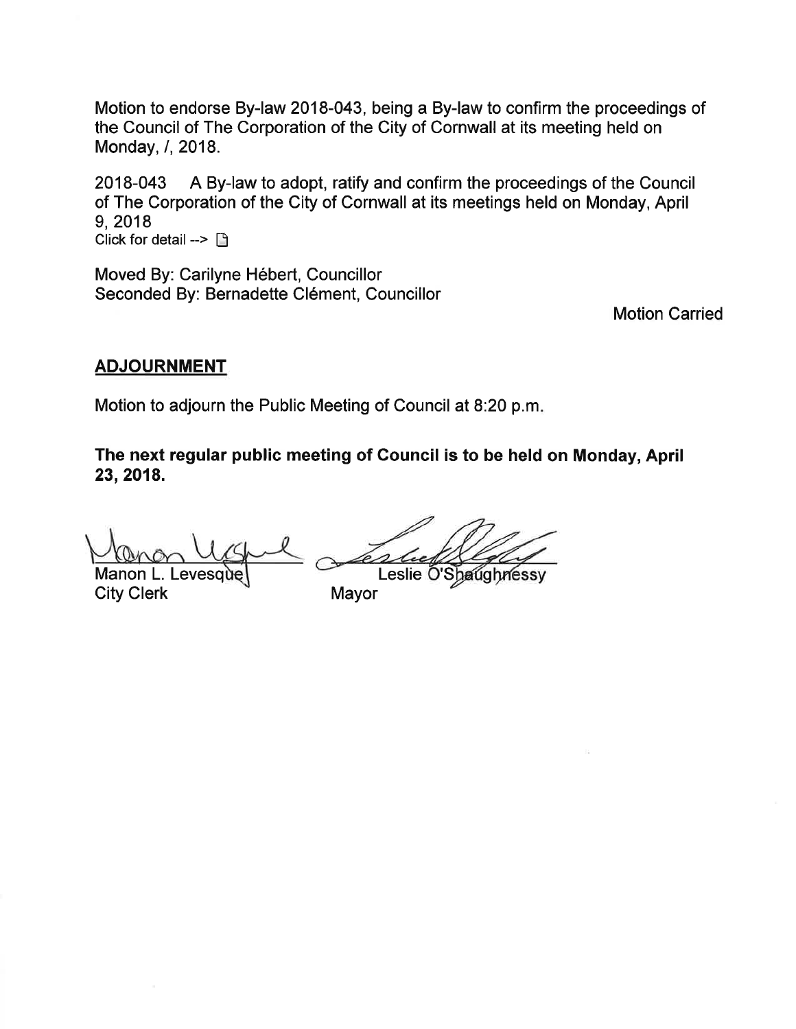Motion to endorse By-law 2018-043, being a By-law to confirm the proceedings of the Council of The Corporation of the City of Cornwall at its meeting held on Monday, /, 2018.

2018-043 A By-law to adopt, ratify and confirm the proceedings of the Council of The Corporation of the City of Cornwall at its meetings held on Monday, April 9, 2018
Click for detail -->

Moved By: Carilyne Hébert, Councillor
Seconded By: Bernadette Clément, Councillor

Motion Carried

## ADJOURNMENT

Motion to adjourn the Public Meeting of Council at 8:20 p.m.

**The next regular public meeting of Council is to be held on Monday, April 23, 2018.**

Manon L. Levesque
City Clerk

Leslie O'Shaughnessy
Mayor